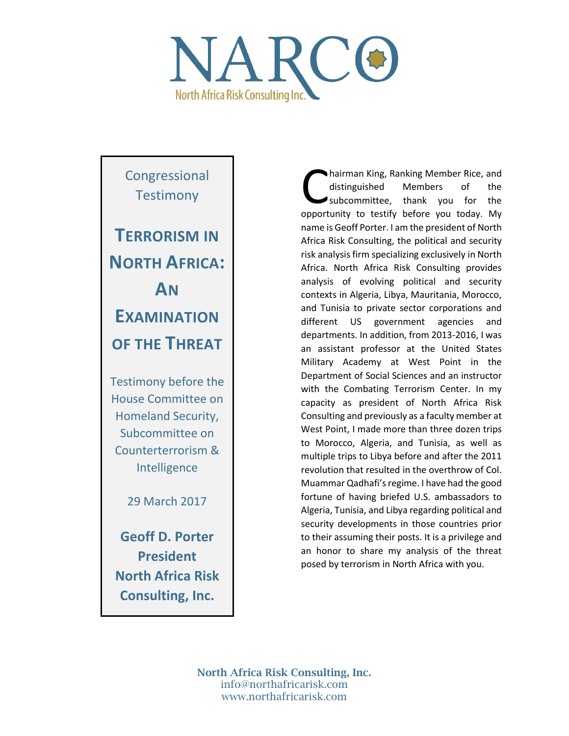# NARCO

North Africa Risk Consulting Inc.

Congressional Testimony

# Terrorism in North Africa: An Examination of the Threat

Testimony before the House Committee on Homeland Security, Subcommittee on Counterterrorism & Intelligence

29 March 2017

**Geoff D. Porter**
**President**
**North Africa Risk Consulting, Inc.**

Chairman King, Ranking Member Rice, and distinguished Members of the subcommittee, thank you for the opportunity to testify before you today. My name is Geoff Porter. I am the president of North Africa Risk Consulting, the political and security risk analysis firm specializing exclusively in North Africa. North Africa Risk Consulting provides analysis of evolving political and security contexts in Algeria, Libya, Mauritania, Morocco, and Tunisia to private sector corporations and different US government agencies and departments. In addition, from 2013-2016, I was an assistant professor at the United States Military Academy at West Point in the Department of Social Sciences and an instructor with the Combating Terrorism Center. In my capacity as president of North Africa Risk Consulting and previously as a faculty member at West Point, I made more than three dozen trips to Morocco, Algeria, and Tunisia, as well as multiple trips to Libya before and after the 2011 revolution that resulted in the overthrow of Col. Muammar Qadhafi's regime. I have had the good fortune of having briefed U.S. ambassadors to Algeria, Tunisia, and Libya regarding political and security developments in those countries prior to their assuming their posts. It is a privilege and an honor to share my analysis of the threat posed by terrorism in North Africa with you.

North Africa Risk Consulting, Inc.
info@northafricarisk.com
www.northafricarisk.com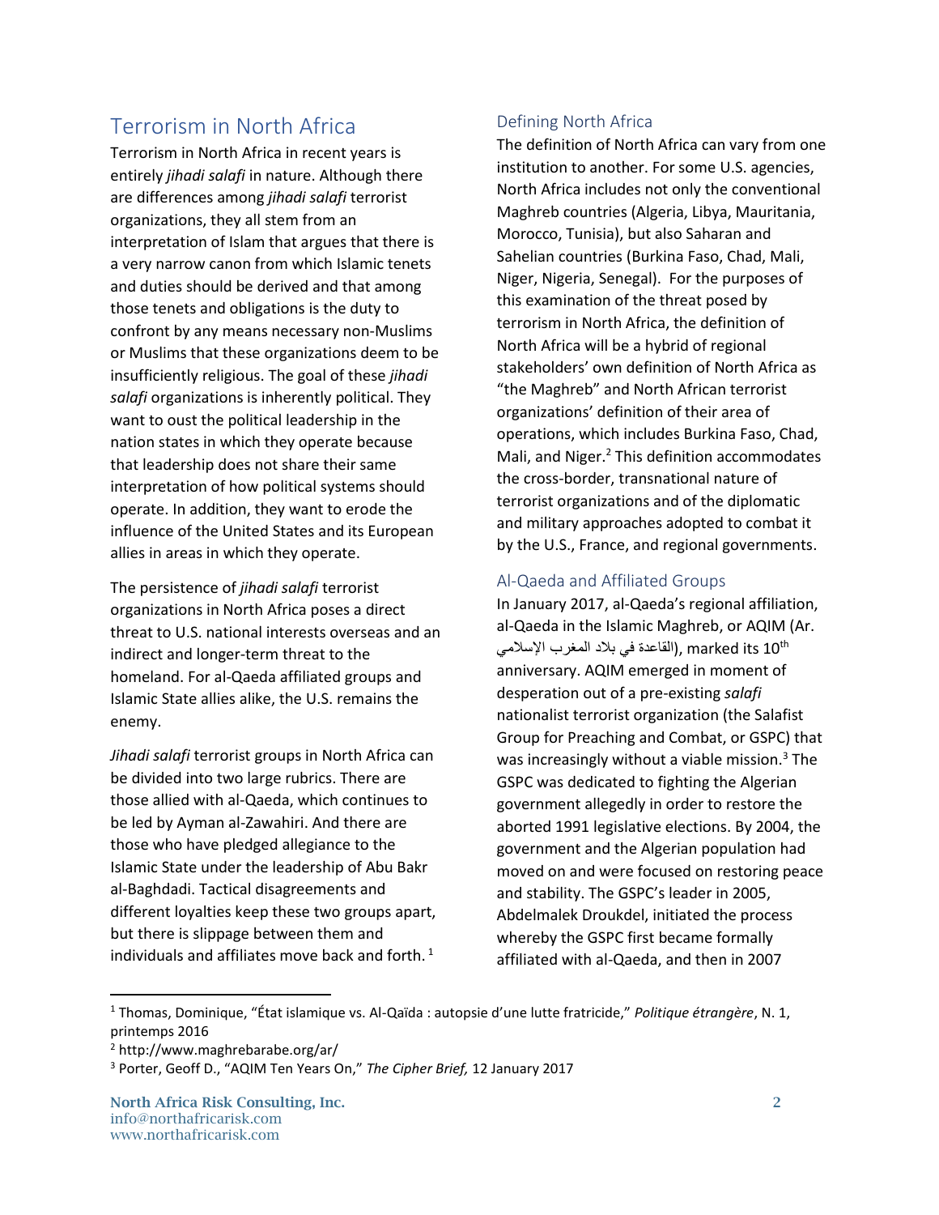## Terrorism in North Africa

Terrorism in North Africa in recent years is entirely *jihadi salafi* in nature. Although there are differences among *jihadi salafi* terrorist organizations, they all stem from an interpretation of Islam that argues that there is a very narrow canon from which Islamic tenets and duties should be derived and that among those tenets and obligations is the duty to confront by any means necessary non-Muslims or Muslims that these organizations deem to be insufficiently religious. The goal of these *jihadi salafi* organizations is inherently political. They want to oust the political leadership in the nation states in which they operate because that leadership does not share their same interpretation of how political systems should operate. In addition, they want to erode the influence of the United States and its European allies in areas in which they operate.

The persistence of *jihadi salafi* terrorist organizations in North Africa poses a direct threat to U.S. national interests overseas and an indirect and longer-term threat to the homeland. For al-Qaeda affiliated groups and Islamic State allies alike, the U.S. remains the enemy.

*Jihadi salafi* terrorist groups in North Africa can be divided into two large rubrics. There are those allied with al-Qaeda, which continues to be led by Ayman al-Zawahiri. And there are those who have pledged allegiance to the Islamic State under the leadership of Abu Bakr al-Baghdadi. Tactical disagreements and different loyalties keep these two groups apart, but there is slippage between them and individuals and affiliates move back and forth. [1]

### Defining North Africa

The definition of North Africa can vary from one institution to another. For some U.S. agencies, North Africa includes not only the conventional Maghreb countries (Algeria, Libya, Mauritania, Morocco, Tunisia), but also Saharan and Sahelian countries (Burkina Faso, Chad, Mali, Niger, Nigeria, Senegal). For the purposes of this examination of the threat posed by terrorism in North Africa, the definition of North Africa will be a hybrid of regional stakeholders' own definition of North Africa as "the Maghreb" and North African terrorist organizations' definition of their area of operations, which includes Burkina Faso, Chad, Mali, and Niger.[2] This definition accommodates the cross-border, transnational nature of terrorist organizations and of the diplomatic and military approaches adopted to combat it by the U.S., France, and regional governments.

### Al-Qaeda and Affiliated Groups

In January 2017, al-Qaeda's regional affiliation, al-Qaeda in the Islamic Maghreb, or AQIM (Ar. القاعدة في بلاد المغرب الإسلامي), marked its 10th anniversary. AQIM emerged in moment of desperation out of a pre-existing *salafi* nationalist terrorist organization (the Salafist Group for Preaching and Combat, or GSPC) that was increasingly without a viable mission.[3] The GSPC was dedicated to fighting the Algerian government allegedly in order to restore the aborted 1991 legislative elections. By 2004, the government and the Algerian population had moved on and were focused on restoring peace and stability. The GSPC's leader in 2005, Abdelmalek Droukdel, initiated the process whereby the GSPC first became formally affiliated with al-Qaeda, and then in 2007

---

[1] Thomas, Dominique, "État islamique vs. Al-Qaïda : autopsie d'une lutte fratricide," *Politique étrangère*, N. 1, printemps 2016

[2] http://www.maghrebarabe.org/ar/

[3] Porter, Geoff D., "AQIM Ten Years On," *The Cipher Brief,* 12 January 2017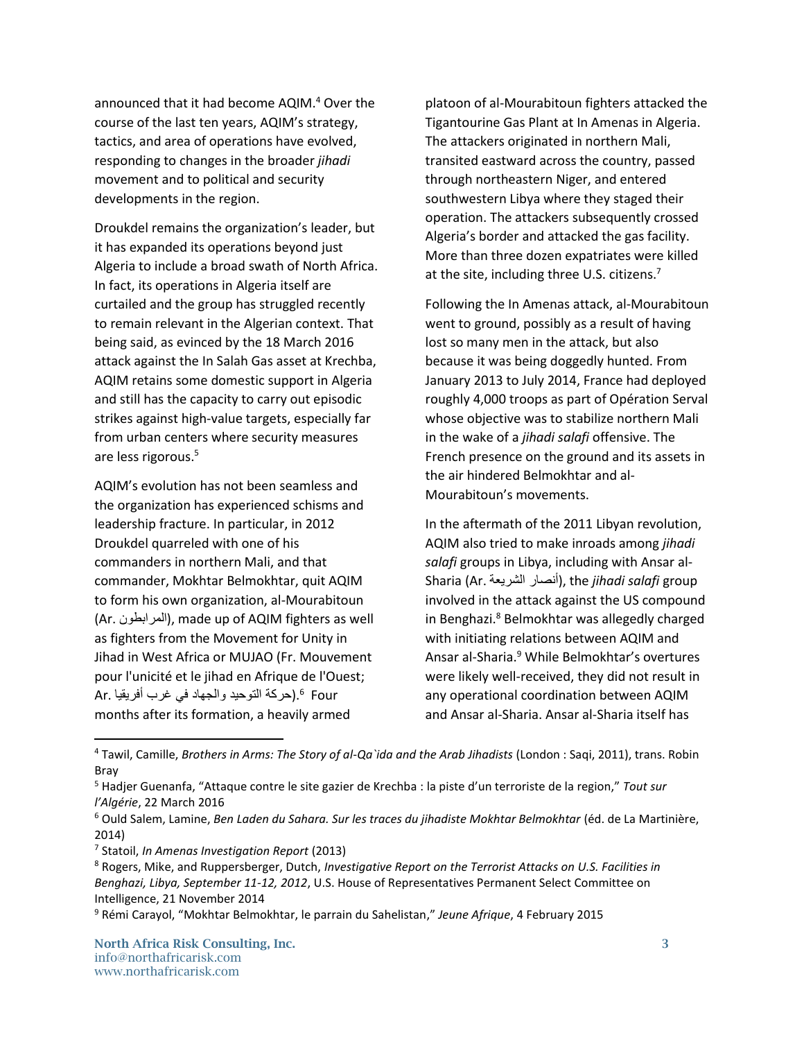announced that it had become AQIM.[4] Over the course of the last ten years, AQIM's strategy, tactics, and area of operations have evolved, responding to changes in the broader *jihadi* movement and to political and security developments in the region.

Droukdel remains the organization's leader, but it has expanded its operations beyond just Algeria to include a broad swath of North Africa. In fact, its operations in Algeria itself are curtailed and the group has struggled recently to remain relevant in the Algerian context. That being said, as evinced by the 18 March 2016 attack against the In Salah Gas asset at Krechba, AQIM retains some domestic support in Algeria and still has the capacity to carry out episodic strikes against high-value targets, especially far from urban centers where security measures are less rigorous.[5]

AQIM's evolution has not been seamless and the organization has experienced schisms and leadership fracture. In particular, in 2012 Droukdel quarreled with one of his commanders in northern Mali, and that commander, Mokhtar Belmokhtar, quit AQIM to form his own organization, al-Mourabitoun (Ar. المرابطون), made up of AQIM fighters as well as fighters from the Movement for Unity in Jihad in West Africa or MUJAO (Fr. Mouvement pour l'unicité et le jihad en Afrique de l'Ouest; Ar. حركة التوحيد والجهاد في غرب أفريقيا).[6] Four months after its formation, a heavily armed platoon of al-Mourabitoun fighters attacked the Tigantourine Gas Plant at In Amenas in Algeria. The attackers originated in northern Mali, transited eastward across the country, passed through northeastern Niger, and entered southwestern Libya where they staged their operation. The attackers subsequently crossed Algeria's border and attacked the gas facility. More than three dozen expatriates were killed at the site, including three U.S. citizens.[7]

Following the In Amenas attack, al-Mourabitoun went to ground, possibly as a result of having lost so many men in the attack, but also because it was being doggedly hunted. From January 2013 to July 2014, France had deployed roughly 4,000 troops as part of Opération Serval whose objective was to stabilize northern Mali in the wake of a *jihadi salafi* offensive. The French presence on the ground and its assets in the air hindered Belmokhtar and al-Mourabitoun's movements.

In the aftermath of the 2011 Libyan revolution, AQIM also tried to make inroads among *jihadi salafi* groups in Libya, including with Ansar al-Sharia (Ar. أنصار الشريعة), the *jihadi salafi* group involved in the attack against the US compound in Benghazi.[8] Belmokhtar was allegedly charged with initiating relations between AQIM and Ansar al-Sharia.[9] While Belmokhtar's overtures were likely well-received, they did not result in any operational coordination between AQIM and Ansar al-Sharia. Ansar al-Sharia itself has

---

[4] Tawil, Camille, *Brothers in Arms: The Story of al-Qa`ida and the Arab Jihadists* (London : Saqi, 2011), trans. Robin Bray

[5] Hadjer Guenanfa, "Attaque contre le site gazier de Krechba : la piste d'un terroriste de la region," *Tout sur l'Algérie*, 22 March 2016

[6] Ould Salem, Lamine, *Ben Laden du Sahara. Sur les traces du jihadiste Mokhtar Belmokhtar* (éd. de La Martinière, 2014)

[7] Statoil, *In Amenas Investigation Report* (2013)

[8] Rogers, Mike, and Ruppersberger, Dutch, *Investigative Report on the Terrorist Attacks on U.S. Facilities in Benghazi, Libya, September 11-12, 2012*, U.S. House of Representatives Permanent Select Committee on Intelligence, 21 November 2014

[9] Rémi Carayol, "Mokhtar Belmokhtar, le parrain du Sahelistan," *Jeune Afrique*, 4 February 2015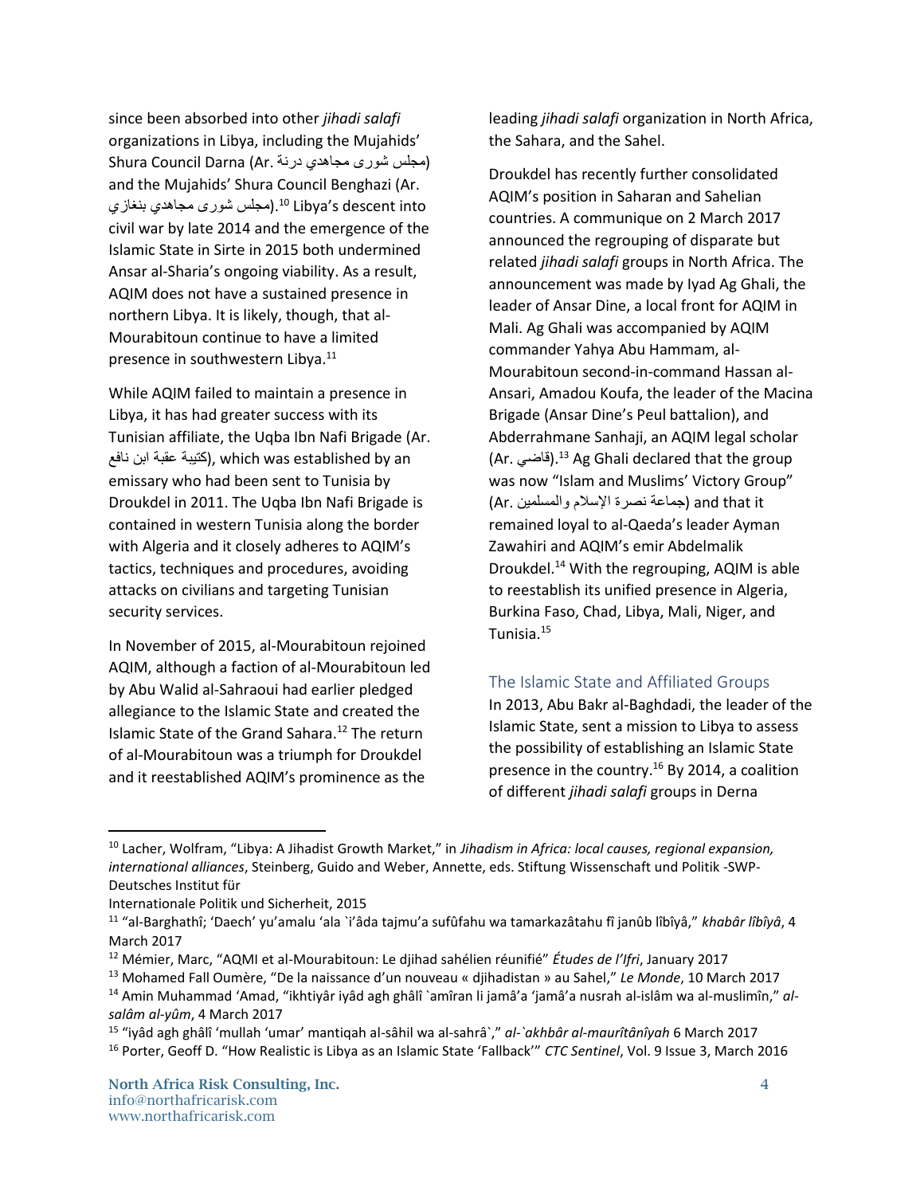since been absorbed into other *jihadi salafi* organizations in Libya, including the Mujahids' Shura Council Darna (Ar. مجلس شورى مجاهدي درنة) and the Mujahids' Shura Council Benghazi (Ar. مجلس شورى مجاهدي بنغازي).[10] Libya's descent into civil war by late 2014 and the emergence of the Islamic State in Sirte in 2015 both undermined Ansar al-Sharia's ongoing viability. As a result, AQIM does not have a sustained presence in northern Libya. It is likely, though, that al-Mourabitoun continue to have a limited presence in southwestern Libya.[11]

While AQIM failed to maintain a presence in Libya, it has had greater success with its Tunisian affiliate, the Uqba Ibn Nafi Brigade (Ar. كتيبة عقبة ابن نافع), which was established by an emissary who had been sent to Tunisia by Droukdel in 2011. The Uqba Ibn Nafi Brigade is contained in western Tunisia along the border with Algeria and it closely adheres to AQIM's tactics, techniques and procedures, avoiding attacks on civilians and targeting Tunisian security services.

In November of 2015, al-Mourabitoun rejoined AQIM, although a faction of al-Mourabitoun led by Abu Walid al-Sahraoui had earlier pledged allegiance to the Islamic State and created the Islamic State of the Grand Sahara.[12] The return of al-Mourabitoun was a triumph for Droukdel and it reestablished AQIM's prominence as the leading *jihadi salafi* organization in North Africa, the Sahara, and the Sahel.

Droukdel has recently further consolidated AQIM's position in Saharan and Sahelian countries. A communique on 2 March 2017 announced the regrouping of disparate but related *jihadi salafi* groups in North Africa. The announcement was made by Iyad Ag Ghali, the leader of Ansar Dine, a local front for AQIM in Mali. Ag Ghali was accompanied by AQIM commander Yahya Abu Hammam, al-Mourabitoun second-in-command Hassan al-Ansari, Amadou Koufa, the leader of the Macina Brigade (Ansar Dine's Peul battalion), and Abderrahmane Sanhaji, an AQIM legal scholar (Ar. قاضي).[13] Ag Ghali declared that the group was now "Islam and Muslims' Victory Group" (Ar. جماعة نصرة الإسلام والمسلمين) and that it remained loyal to al-Qaeda's leader Ayman Zawahiri and AQIM's emir Abdelmalik Droukdel.[14] With the regrouping, AQIM is able to reestablish its unified presence in Algeria, Burkina Faso, Chad, Libya, Mali, Niger, and Tunisia.[15]

## The Islamic State and Affiliated Groups

In 2013, Abu Bakr al-Baghdadi, the leader of the Islamic State, sent a mission to Libya to assess the possibility of establishing an Islamic State presence in the country.[16] By 2014, a coalition of different *jihadi salafi* groups in Derna

---

[10] Lacher, Wolfram, "Libya: A Jihadist Growth Market," in *Jihadism in Africa: local causes, regional expansion, international alliances*, Steinberg, Guido and Weber, Annette, eds. Stiftung Wissenschaft und Politik -SWP- Deutsches Institut für Internationale Politik und Sicherheit, 2015

[11] "al-Barghathî; 'Daech' yu'amalu 'ala `i'âda tajmu'a sufûfahu wa tamarkazâtahu fî janûb lîbîyâ," *khabâr lîbîyâ*, 4 March 2017

[12] Mémier, Marc, "AQMI et al-Mourabitoun: Le djihad sahélien réunifié" *Études de l'Ifri*, January 2017

[13] Mohamed Fall Oumère, "De la naissance d'un nouveau « djihadistan » au Sahel," *Le Monde*, 10 March 2017

[14] Amin Muhammad 'Amad, "ikhtiyâr iyâd agh ghâlî `amîran li jamâ'a 'jamâ'a nusrah al-islâm wa al-muslimîn," *al-salâm al-yûm*, 4 March 2017

[15] "iyâd agh ghâlî 'mullah 'umar' mantiqah al-sâhil wa al-sahrâ`," *al-`akhbâr al-maurîtânîyah* 6 March 2017

[16] Porter, Geoff D. "How Realistic is Libya as an Islamic State 'Fallback'" *CTC Sentinel*, Vol. 9 Issue 3, March 2016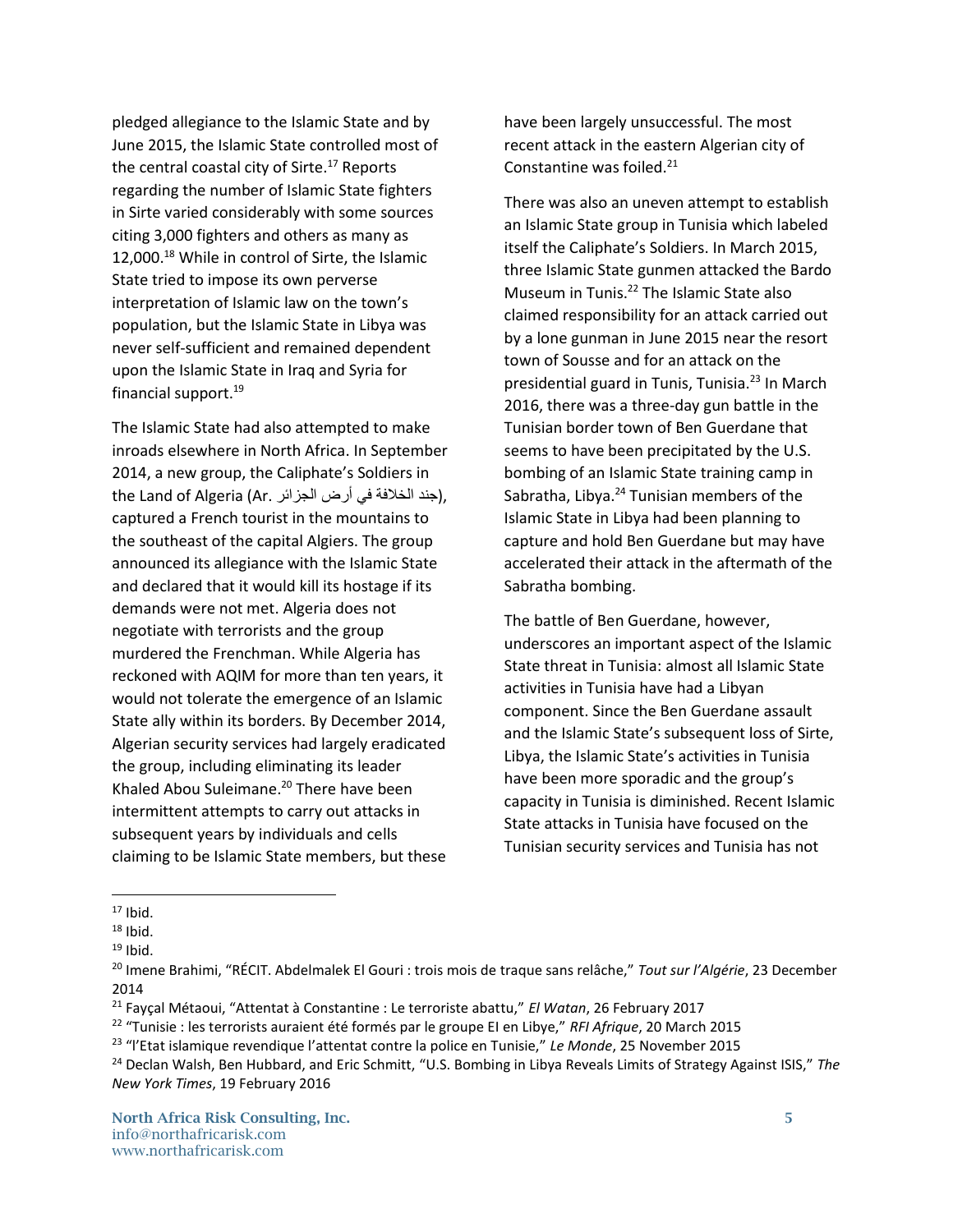pledged allegiance to the Islamic State and by June 2015, the Islamic State controlled most of the central coastal city of Sirte.[17] Reports regarding the number of Islamic State fighters in Sirte varied considerably with some sources citing 3,000 fighters and others as many as 12,000.[18] While in control of Sirte, the Islamic State tried to impose its own perverse interpretation of Islamic law on the town's population, but the Islamic State in Libya was never self-sufficient and remained dependent upon the Islamic State in Iraq and Syria for financial support.[19]

The Islamic State had also attempted to make inroads elsewhere in North Africa. In September 2014, a new group, the Caliphate's Soldiers in the Land of Algeria (Ar. جند الخلافة في أرض الجزائر), captured a French tourist in the mountains to the southeast of the capital Algiers. The group announced its allegiance with the Islamic State and declared that it would kill its hostage if its demands were not met. Algeria does not negotiate with terrorists and the group murdered the Frenchman. While Algeria has reckoned with AQIM for more than ten years, it would not tolerate the emergence of an Islamic State ally within its borders. By December 2014, Algerian security services had largely eradicated the group, including eliminating its leader Khaled Abou Suleimane.[20] There have been intermittent attempts to carry out attacks in subsequent years by individuals and cells claiming to be Islamic State members, but these have been largely unsuccessful. The most recent attack in the eastern Algerian city of Constantine was foiled.[21]

There was also an uneven attempt to establish an Islamic State group in Tunisia which labeled itself the Caliphate's Soldiers. In March 2015, three Islamic State gunmen attacked the Bardo Museum in Tunis.[22] The Islamic State also claimed responsibility for an attack carried out by a lone gunman in June 2015 near the resort town of Sousse and for an attack on the presidential guard in Tunis, Tunisia.[23] In March 2016, there was a three-day gun battle in the Tunisian border town of Ben Guerdane that seems to have been precipitated by the U.S. bombing of an Islamic State training camp in Sabratha, Libya.[24] Tunisian members of the Islamic State in Libya had been planning to capture and hold Ben Guerdane but may have accelerated their attack in the aftermath of the Sabratha bombing.

The battle of Ben Guerdane, however, underscores an important aspect of the Islamic State threat in Tunisia: almost all Islamic State activities in Tunisia have had a Libyan component. Since the Ben Guerdane assault and the Islamic State's subsequent loss of Sirte, Libya, the Islamic State's activities in Tunisia have been more sporadic and the group's capacity in Tunisia is diminished. Recent Islamic State attacks in Tunisia have focused on the Tunisian security services and Tunisia has not

---

[17] Ibid.

[18] Ibid.

[19] Ibid.

[20] Imene Brahimi, "RÉCIT. Abdelmalek El Gouri : trois mois de traque sans relâche," *Tout sur l'Algérie*, 23 December 2014

[21] Fayçal Métaoui, "Attentat à Constantine : Le terroriste abattu," *El Watan*, 26 February 2017

[22] "Tunisie : les terrorists auraient été formés par le groupe EI en Libye," *RFI Afrique*, 20 March 2015

[23] "l'Etat islamique revendique l'attentat contre la police en Tunisie," *Le Monde*, 25 November 2015

[24] Declan Walsh, Ben Hubbard, and Eric Schmitt, "U.S. Bombing in Libya Reveals Limits of Strategy Against ISIS," *The New York Times*, 19 February 2016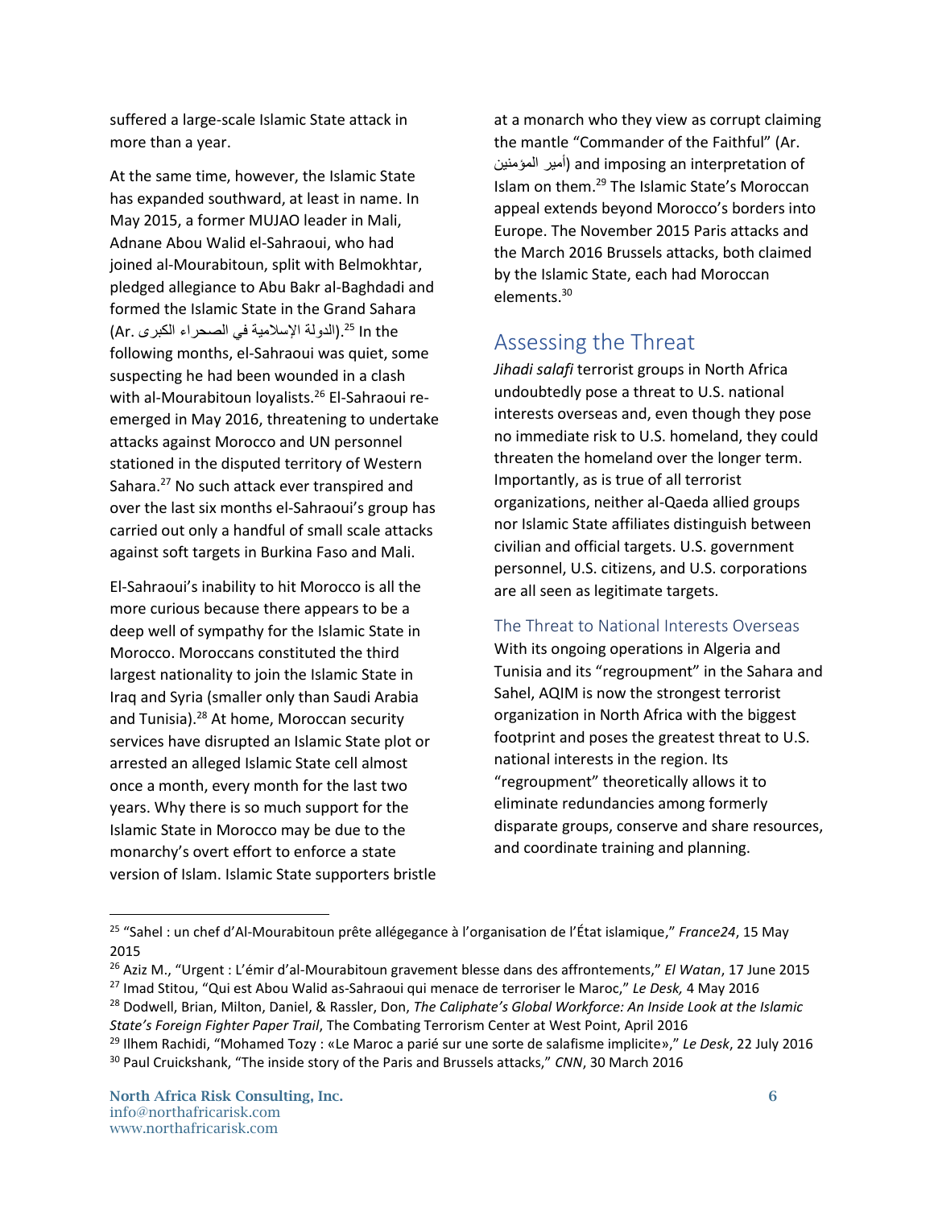suffered a large-scale Islamic State attack in more than a year.

At the same time, however, the Islamic State has expanded southward, at least in name. In May 2015, a former MUJAO leader in Mali, Adnane Abou Walid el-Sahraoui, who had joined al-Mourabitoun, split with Belmokhtar, pledged allegiance to Abu Bakr al-Baghdadi and formed the Islamic State in the Grand Sahara (Ar. الدولة الإسلامية في الصحراء الكبرى).[25] In the following months, el-Sahraoui was quiet, some suspecting he had been wounded in a clash with al-Mourabitoun loyalists.[26] El-Sahraoui re-emerged in May 2016, threatening to undertake attacks against Morocco and UN personnel stationed in the disputed territory of Western Sahara.[27] No such attack ever transpired and over the last six months el-Sahraoui's group has carried out only a handful of small scale attacks against soft targets in Burkina Faso and Mali.

El-Sahraoui's inability to hit Morocco is all the more curious because there appears to be a deep well of sympathy for the Islamic State in Morocco. Moroccans constituted the third largest nationality to join the Islamic State in Iraq and Syria (smaller only than Saudi Arabia and Tunisia).[28] At home, Moroccan security services have disrupted an Islamic State plot or arrested an alleged Islamic State cell almost once a month, every month for the last two years. Why there is so much support for the Islamic State in Morocco may be due to the monarchy's overt effort to enforce a state version of Islam. Islamic State supporters bristle at a monarch who they view as corrupt claiming the mantle "Commander of the Faithful" (Ar. أمير المؤمنين) and imposing an interpretation of Islam on them.[29] The Islamic State's Moroccan appeal extends beyond Morocco's borders into Europe. The November 2015 Paris attacks and the March 2016 Brussels attacks, both claimed by the Islamic State, each had Moroccan elements.[30]

## Assessing the Threat

*Jihadi salafi* terrorist groups in North Africa undoubtedly pose a threat to U.S. national interests overseas and, even though they pose no immediate risk to U.S. homeland, they could threaten the homeland over the longer term. Importantly, as is true of all terrorist organizations, neither al-Qaeda allied groups nor Islamic State affiliates distinguish between civilian and official targets. U.S. government personnel, U.S. citizens, and U.S. corporations are all seen as legitimate targets.

### The Threat to National Interests Overseas

With its ongoing operations in Algeria and Tunisia and its "regroupment" in the Sahara and Sahel, AQIM is now the strongest terrorist organization in North Africa with the biggest footprint and poses the greatest threat to U.S. national interests in the region. Its "regroupment" theoretically allows it to eliminate redundancies among formerly disparate groups, conserve and share resources, and coordinate training and planning.

---

[25] "Sahel : un chef d'Al-Mourabitoun prête allégegance à l'organisation de l'État islamique," *France24*, 15 May 2015

[26] Aziz M., "Urgent : L'émir d'al-Mourabitoun gravement blesse dans des affrontements," *El Watan*, 17 June 2015

[27] Imad Stitou, "Qui est Abou Walid as-Sahraoui qui menace de terroriser le Maroc," *Le Desk,* 4 May 2016

[28] Dodwell, Brian, Milton, Daniel, & Rassler, Don, *The Caliphate's Global Workforce: An Inside Look at the Islamic State's Foreign Fighter Paper Trail*, The Combating Terrorism Center at West Point, April 2016

[29] Ilhem Rachidi, "Mohamed Tozy : «Le Maroc a parié sur une sorte de salafisme implicite»," *Le Desk*, 22 July 2016

[30] Paul Cruickshank, "The inside story of the Paris and Brussels attacks," *CNN*, 30 March 2016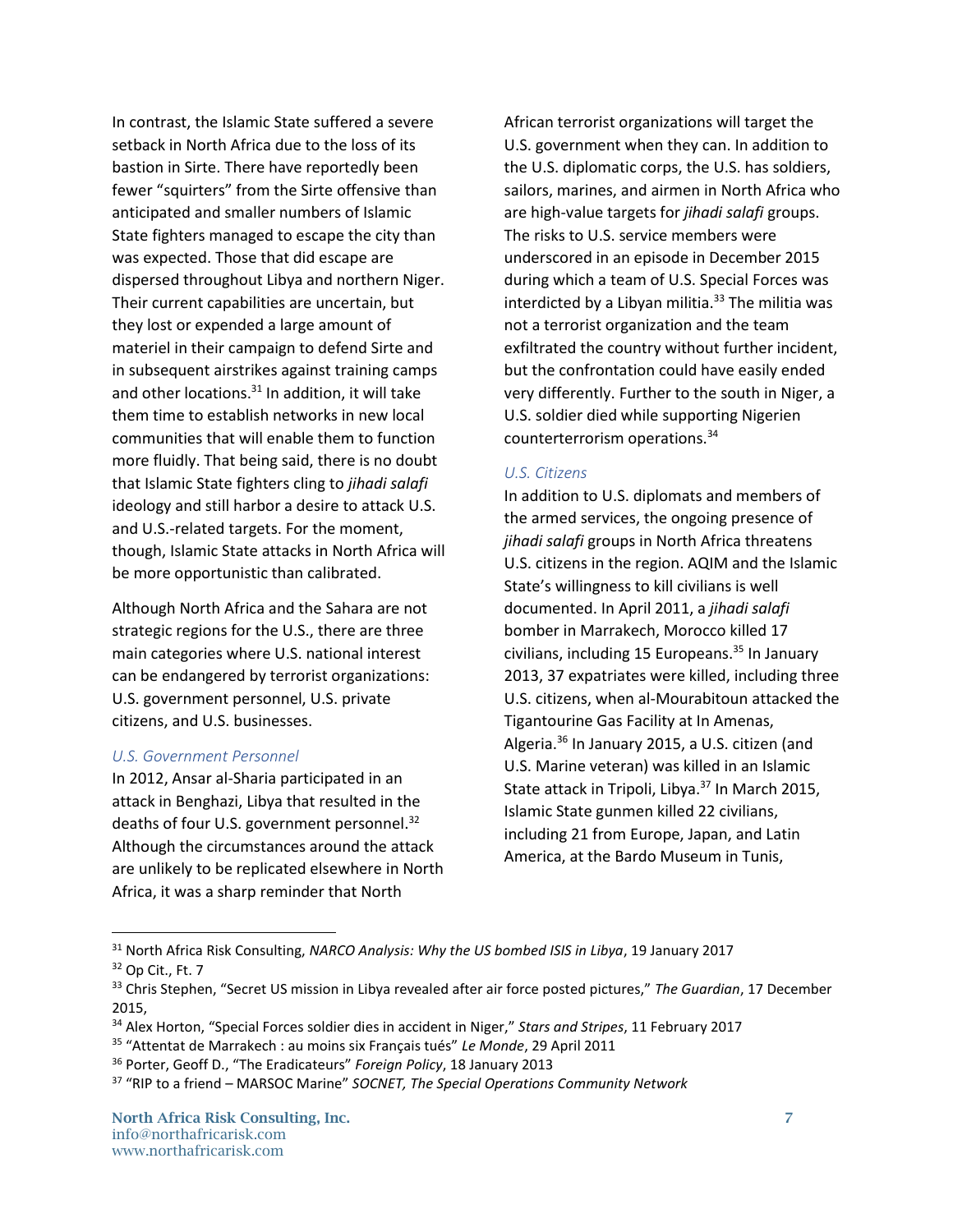In contrast, the Islamic State suffered a severe setback in North Africa due to the loss of its bastion in Sirte. There have reportedly been fewer "squirters" from the Sirte offensive than anticipated and smaller numbers of Islamic State fighters managed to escape the city than was expected. Those that did escape are dispersed throughout Libya and northern Niger. Their current capabilities are uncertain, but they lost or expended a large amount of materiel in their campaign to defend Sirte and in subsequent airstrikes against training camps and other locations.[31] In addition, it will take them time to establish networks in new local communities that will enable them to function more fluidly. That being said, there is no doubt that Islamic State fighters cling to *jihadi salafi* ideology and still harbor a desire to attack U.S. and U.S.-related targets. For the moment, though, Islamic State attacks in North Africa will be more opportunistic than calibrated.

Although North Africa and the Sahara are not strategic regions for the U.S., there are three main categories where U.S. national interest can be endangered by terrorist organizations: U.S. government personnel, U.S. private citizens, and U.S. businesses.

### *U.S. Government Personnel*

In 2012, Ansar al-Sharia participated in an attack in Benghazi, Libya that resulted in the deaths of four U.S. government personnel.[32] Although the circumstances around the attack are unlikely to be replicated elsewhere in North Africa, it was a sharp reminder that North African terrorist organizations will target the U.S. government when they can. In addition to the U.S. diplomatic corps, the U.S. has soldiers, sailors, marines, and airmen in North Africa who are high-value targets for *jihadi salafi* groups. The risks to U.S. service members were underscored in an episode in December 2015 during which a team of U.S. Special Forces was interdicted by a Libyan militia.[33] The militia was not a terrorist organization and the team exfiltrated the country without further incident, but the confrontation could have easily ended very differently. Further to the south in Niger, a U.S. soldier died while supporting Nigerien counterterrorism operations.[34]

### *U.S. Citizens*

In addition to U.S. diplomats and members of the armed services, the ongoing presence of *jihadi salafi* groups in North Africa threatens U.S. citizens in the region. AQIM and the Islamic State's willingness to kill civilians is well documented. In April 2011, a *jihadi salafi* bomber in Marrakech, Morocco killed 17 civilians, including 15 Europeans.[35] In January 2013, 37 expatriates were killed, including three U.S. citizens, when al-Mourabitoun attacked the Tigantourine Gas Facility at In Amenas, Algeria.[36] In January 2015, a U.S. citizen (and U.S. Marine veteran) was killed in an Islamic State attack in Tripoli, Libya.[37] In March 2015, Islamic State gunmen killed 22 civilians, including 21 from Europe, Japan, and Latin America, at the Bardo Museum in Tunis,

---

[31] North Africa Risk Consulting, *NARCO Analysis: Why the US bombed ISIS in Libya*, 19 January 2017

[32] Op Cit., Ft. 7

[33] Chris Stephen, "Secret US mission in Libya revealed after air force posted pictures," *The Guardian*, 17 December 2015,

[34] Alex Horton, "Special Forces soldier dies in accident in Niger," *Stars and Stripes*, 11 February 2017

[35] "Attentat de Marrakech : au moins six Français tués" *Le Monde*, 29 April 2011

[36] Porter, Geoff D., "The Eradicateurs" *Foreign Policy*, 18 January 2013

[37] "RIP to a friend – MARSOC Marine" *SOCNET, The Special Operations Community Network*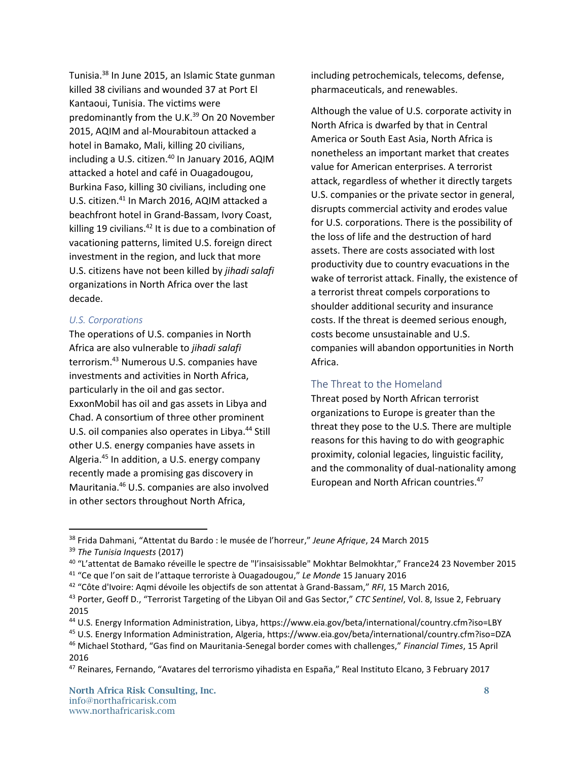Tunisia.[38] In June 2015, an Islamic State gunman killed 38 civilians and wounded 37 at Port El Kantaoui, Tunisia. The victims were predominantly from the U.K.[39] On 20 November 2015, AQIM and al-Mourabitoun attacked a hotel in Bamako, Mali, killing 20 civilians, including a U.S. citizen.[40] In January 2016, AQIM attacked a hotel and café in Ouagadougou, Burkina Faso, killing 30 civilians, including one U.S. citizen.[41] In March 2016, AQIM attacked a beachfront hotel in Grand-Bassam, Ivory Coast, killing 19 civilians.[42] It is due to a combination of vacationing patterns, limited U.S. foreign direct investment in the region, and luck that more U.S. citizens have not been killed by *jihadi salafi* organizations in North Africa over the last decade.

### *U.S. Corporations*

The operations of U.S. companies in North Africa are also vulnerable to *jihadi salafi* terrorism.[43] Numerous U.S. companies have investments and activities in North Africa, particularly in the oil and gas sector. ExxonMobil has oil and gas assets in Libya and Chad. A consortium of three other prominent U.S. oil companies also operates in Libya.[44] Still other U.S. energy companies have assets in Algeria.[45] In addition, a U.S. energy company recently made a promising gas discovery in Mauritania.[46] U.S. companies are also involved in other sectors throughout North Africa, including petrochemicals, telecoms, defense, pharmaceuticals, and renewables.

Although the value of U.S. corporate activity in North Africa is dwarfed by that in Central America or South East Asia, North Africa is nonetheless an important market that creates value for American enterprises. A terrorist attack, regardless of whether it directly targets U.S. companies or the private sector in general, disrupts commercial activity and erodes value for U.S. corporations. There is the possibility of the loss of life and the destruction of hard assets. There are costs associated with lost productivity due to country evacuations in the wake of terrorist attack. Finally, the existence of a terrorist threat compels corporations to shoulder additional security and insurance costs. If the threat is deemed serious enough, costs become unsustainable and U.S. companies will abandon opportunities in North Africa.

## The Threat to the Homeland

Threat posed by North African terrorist organizations to Europe is greater than the threat they pose to the U.S. There are multiple reasons for this having to do with geographic proximity, colonial legacies, linguistic facility, and the commonality of dual-nationality among European and North African countries.[47]

---

[38] Frida Dahmani, "Attentat du Bardo : le musée de l'horreur," *Jeune Afrique*, 24 March 2015

[39] *The Tunisia Inquests* (2017)

[40] "L'attentat de Bamako réveille le spectre de "l'insaisissable" Mokhtar Belmokhtar," France24 23 November 2015

[41] "Ce que l'on sait de l'attaque terroriste à Ouagadougou," *Le Monde* 15 January 2016

[42] "Côte d'Ivoire: Aqmi dévoile les objectifs de son attentat à Grand-Bassam," *RFI*, 15 March 2016,

[43] Porter, Geoff D., "Terrorist Targeting of the Libyan Oil and Gas Sector," *CTC Sentinel*, Vol. 8, Issue 2, February 2015

[44] U.S. Energy Information Administration, Libya, https://www.eia.gov/beta/international/country.cfm?iso=LBY

[45] U.S. Energy Information Administration, Algeria, https://www.eia.gov/beta/international/country.cfm?iso=DZA

[46] Michael Stothard, "Gas find on Mauritania-Senegal border comes with challenges," *Financial Times*, 15 April 2016

[47] Reinares, Fernando, "Avatares del terrorismo yihadista en España," Real Instituto Elcano, 3 February 2017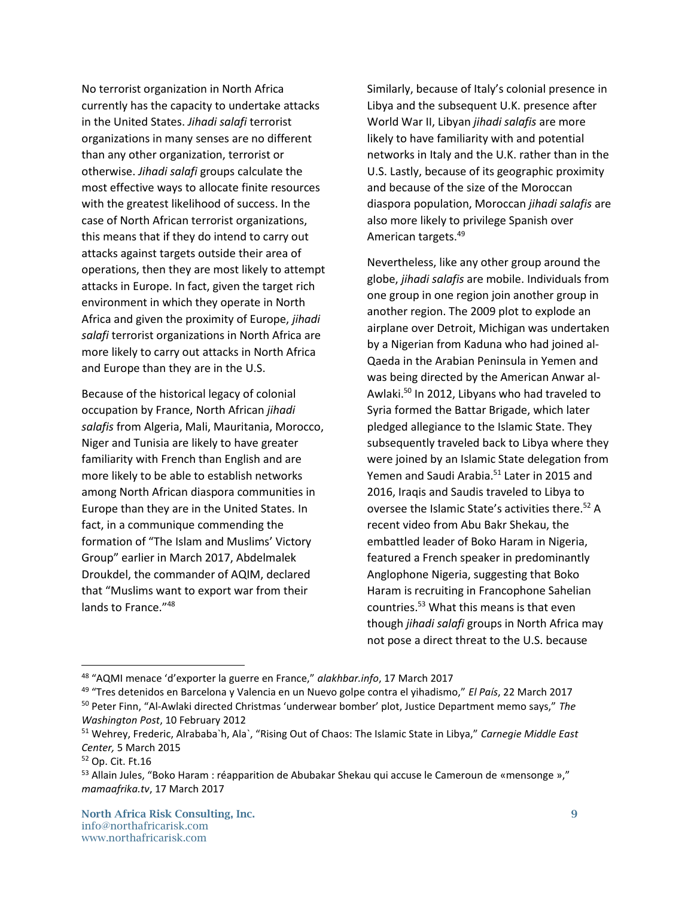No terrorist organization in North Africa currently has the capacity to undertake attacks in the United States. *Jihadi salafi* terrorist organizations in many senses are no different than any other organization, terrorist or otherwise. *Jihadi salafi* groups calculate the most effective ways to allocate finite resources with the greatest likelihood of success. In the case of North African terrorist organizations, this means that if they do intend to carry out attacks against targets outside their area of operations, then they are most likely to attempt attacks in Europe. In fact, given the target rich environment in which they operate in North Africa and given the proximity of Europe, *jihadi salafi* terrorist organizations in North Africa are more likely to carry out attacks in North Africa and Europe than they are in the U.S.

Because of the historical legacy of colonial occupation by France, North African *jihadi salafis* from Algeria, Mali, Mauritania, Morocco, Niger and Tunisia are likely to have greater familiarity with French than English and are more likely to be able to establish networks among North African diaspora communities in Europe than they are in the United States. In fact, in a communique commending the formation of "The Islam and Muslims' Victory Group" earlier in March 2017, Abdelmalek Droukdel, the commander of AQIM, declared that "Muslims want to export war from their lands to France."[48]

Similarly, because of Italy's colonial presence in Libya and the subsequent U.K. presence after World War II, Libyan *jihadi salafis* are more likely to have familiarity with and potential networks in Italy and the U.K. rather than in the U.S. Lastly, because of its geographic proximity and because of the size of the Moroccan diaspora population, Moroccan *jihadi salafis* are also more likely to privilege Spanish over American targets.[49]

Nevertheless, like any other group around the globe, *jihadi salafis* are mobile. Individuals from one group in one region join another group in another region. The 2009 plot to explode an airplane over Detroit, Michigan was undertaken by a Nigerian from Kaduna who had joined al-Qaeda in the Arabian Peninsula in Yemen and was being directed by the American Anwar al-Awlaki.[50] In 2012, Libyans who had traveled to Syria formed the Battar Brigade, which later pledged allegiance to the Islamic State. They subsequently traveled back to Libya where they were joined by an Islamic State delegation from Yemen and Saudi Arabia.[51] Later in 2015 and 2016, Iraqis and Saudis traveled to Libya to oversee the Islamic State's activities there.[52] A recent video from Abu Bakr Shekau, the embattled leader of Boko Haram in Nigeria, featured a French speaker in predominantly Anglophone Nigeria, suggesting that Boko Haram is recruiting in Francophone Sahelian countries.[53] What this means is that even though *jihadi salafi* groups in North Africa may not pose a direct threat to the U.S. because

---

[48] "AQMI menace 'd'exporter la guerre en France," *alakhbar.info*, 17 March 2017

[49] "Tres detenidos en Barcelona y Valencia en un Nuevo golpe contra el yihadismo," *El País*, 22 March 2017

[50] Peter Finn, "Al-Awlaki directed Christmas 'underwear bomber' plot, Justice Department memo says," *The Washington Post*, 10 February 2012

[51] Wehrey, Frederic, Alrababa`h, Ala`, "Rising Out of Chaos: The Islamic State in Libya," *Carnegie Middle East Center,* 5 March 2015

[52] Op. Cit. Ft.16

[53] Allain Jules, "Boko Haram : réapparition de Abubakar Shekau qui accuse le Cameroun de «mensonge »," *mamaafrika.tv*, 17 March 2017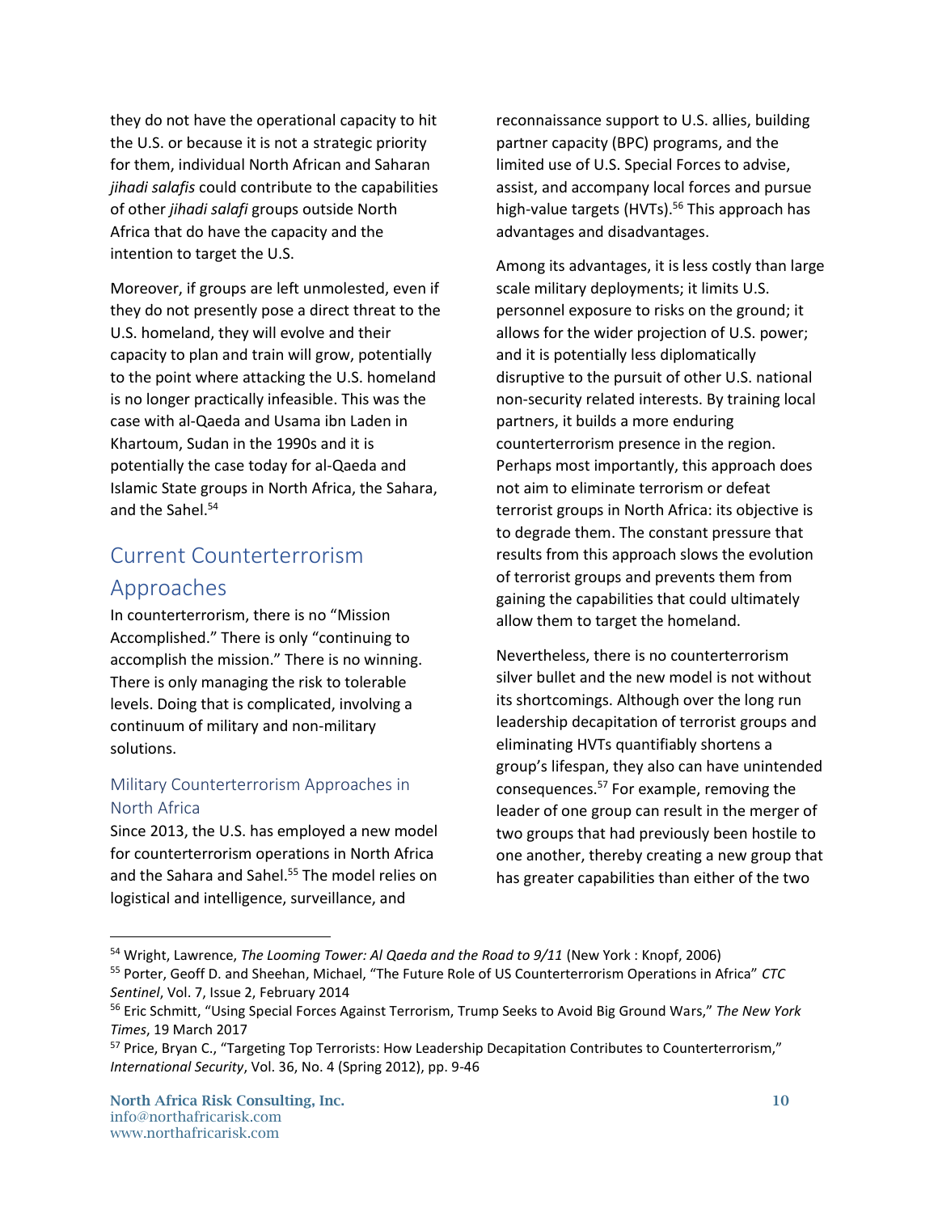they do not have the operational capacity to hit the U.S. or because it is not a strategic priority for them, individual North African and Saharan *jihadi salafis* could contribute to the capabilities of other *jihadi salafi* groups outside North Africa that do have the capacity and the intention to target the U.S.

Moreover, if groups are left unmolested, even if they do not presently pose a direct threat to the U.S. homeland, they will evolve and their capacity to plan and train will grow, potentially to the point where attacking the U.S. homeland is no longer practically infeasible. This was the case with al-Qaeda and Usama ibn Laden in Khartoum, Sudan in the 1990s and it is potentially the case today for al-Qaeda and Islamic State groups in North Africa, the Sahara, and the Sahel.[54]

## Current Counterterrorism Approaches

In counterterrorism, there is no "Mission Accomplished." There is only "continuing to accomplish the mission." There is no winning. There is only managing the risk to tolerable levels. Doing that is complicated, involving a continuum of military and non-military solutions.

### Military Counterterrorism Approaches in North Africa

Since 2013, the U.S. has employed a new model for counterterrorism operations in North Africa and the Sahara and Sahel.[55] The model relies on logistical and intelligence, surveillance, and reconnaissance support to U.S. allies, building partner capacity (BPC) programs, and the limited use of U.S. Special Forces to advise, assist, and accompany local forces and pursue high-value targets (HVTs).[56] This approach has advantages and disadvantages.

Among its advantages, it is less costly than large scale military deployments; it limits U.S. personnel exposure to risks on the ground; it allows for the wider projection of U.S. power; and it is potentially less diplomatically disruptive to the pursuit of other U.S. national non-security related interests. By training local partners, it builds a more enduring counterterrorism presence in the region. Perhaps most importantly, this approach does not aim to eliminate terrorism or defeat terrorist groups in North Africa: its objective is to degrade them. The constant pressure that results from this approach slows the evolution of terrorist groups and prevents them from gaining the capabilities that could ultimately allow them to target the homeland.

Nevertheless, there is no counterterrorism silver bullet and the new model is not without its shortcomings. Although over the long run leadership decapitation of terrorist groups and eliminating HVTs quantifiably shortens a group's lifespan, they also can have unintended consequences.[57] For example, removing the leader of one group can result in the merger of two groups that had previously been hostile to one another, thereby creating a new group that has greater capabilities than either of the two

---

[54] Wright, Lawrence, *The Looming Tower: Al Qaeda and the Road to 9/11* (New York : Knopf, 2006)

[55] Porter, Geoff D. and Sheehan, Michael, "The Future Role of US Counterterrorism Operations in Africa" *CTC Sentinel*, Vol. 7, Issue 2, February 2014

[56] Eric Schmitt, "Using Special Forces Against Terrorism, Trump Seeks to Avoid Big Ground Wars," *The New York Times*, 19 March 2017

[57] Price, Bryan C., "Targeting Top Terrorists: How Leadership Decapitation Contributes to Counterterrorism," *International Security*, Vol. 36, No. 4 (Spring 2012), pp. 9-46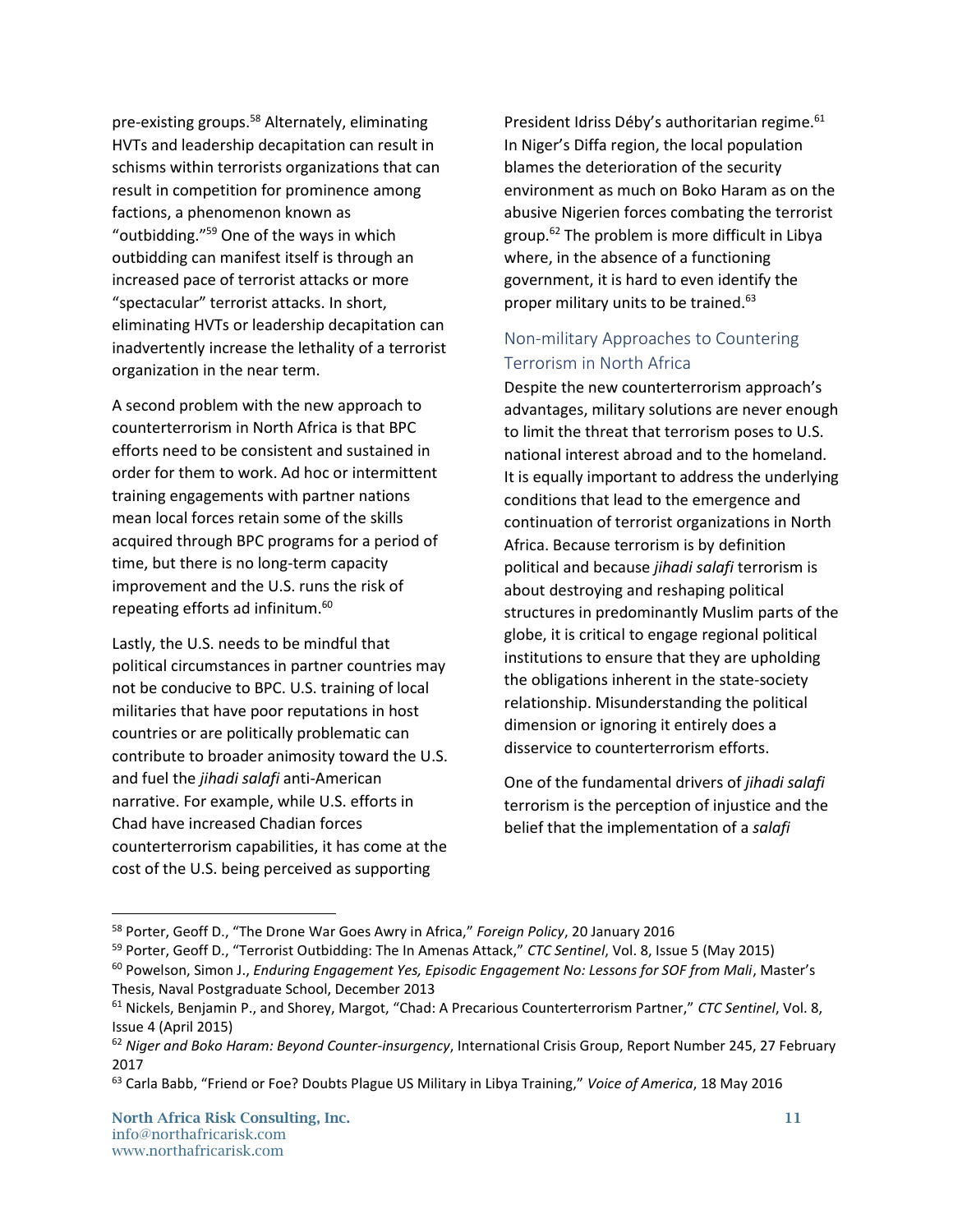pre-existing groups.[58] Alternately, eliminating HVTs and leadership decapitation can result in schisms within terrorists organizations that can result in competition for prominence among factions, a phenomenon known as "outbidding."[59] One of the ways in which outbidding can manifest itself is through an increased pace of terrorist attacks or more "spectacular" terrorist attacks. In short, eliminating HVTs or leadership decapitation can inadvertently increase the lethality of a terrorist organization in the near term.

A second problem with the new approach to counterterrorism in North Africa is that BPC efforts need to be consistent and sustained in order for them to work. Ad hoc or intermittent training engagements with partner nations mean local forces retain some of the skills acquired through BPC programs for a period of time, but there is no long-term capacity improvement and the U.S. runs the risk of repeating efforts ad infinitum.[60]

Lastly, the U.S. needs to be mindful that political circumstances in partner countries may not be conducive to BPC. U.S. training of local militaries that have poor reputations in host countries or are politically problematic can contribute to broader animosity toward the U.S. and fuel the *jihadi salafi* anti-American narrative. For example, while U.S. efforts in Chad have increased Chadian forces counterterrorism capabilities, it has come at the cost of the U.S. being perceived as supporting President Idriss Déby's authoritarian regime.[61] In Niger's Diffa region, the local population blames the deterioration of the security environment as much on Boko Haram as on the abusive Nigerien forces combating the terrorist group.[62] The problem is more difficult in Libya where, in the absence of a functioning government, it is hard to even identify the proper military units to be trained.[63]

## Non-military Approaches to Countering Terrorism in North Africa

Despite the new counterterrorism approach's advantages, military solutions are never enough to limit the threat that terrorism poses to U.S. national interest abroad and to the homeland. It is equally important to address the underlying conditions that lead to the emergence and continuation of terrorist organizations in North Africa. Because terrorism is by definition political and because *jihadi salafi* terrorism is about destroying and reshaping political structures in predominantly Muslim parts of the globe, it is critical to engage regional political institutions to ensure that they are upholding the obligations inherent in the state-society relationship. Misunderstanding the political dimension or ignoring it entirely does a disservice to counterterrorism efforts.

One of the fundamental drivers of *jihadi salafi* terrorism is the perception of injustice and the belief that the implementation of a *salafi*

---

[58] Porter, Geoff D., "The Drone War Goes Awry in Africa," *Foreign Policy*, 20 January 2016

[59] Porter, Geoff D., "Terrorist Outbidding: The In Amenas Attack," *CTC Sentinel*, Vol. 8, Issue 5 (May 2015)

[60] Powelson, Simon J., *Enduring Engagement Yes, Episodic Engagement No: Lessons for SOF from Mali*, Master's Thesis, Naval Postgraduate School, December 2013

[61] Nickels, Benjamin P., and Shorey, Margot, "Chad: A Precarious Counterterrorism Partner," *CTC Sentinel*, Vol. 8, Issue 4 (April 2015)

[62] *Niger and Boko Haram: Beyond Counter-insurgency*, International Crisis Group, Report Number 245, 27 February 2017

[63] Carla Babb, "Friend or Foe? Doubts Plague US Military in Libya Training," *Voice of America*, 18 May 2016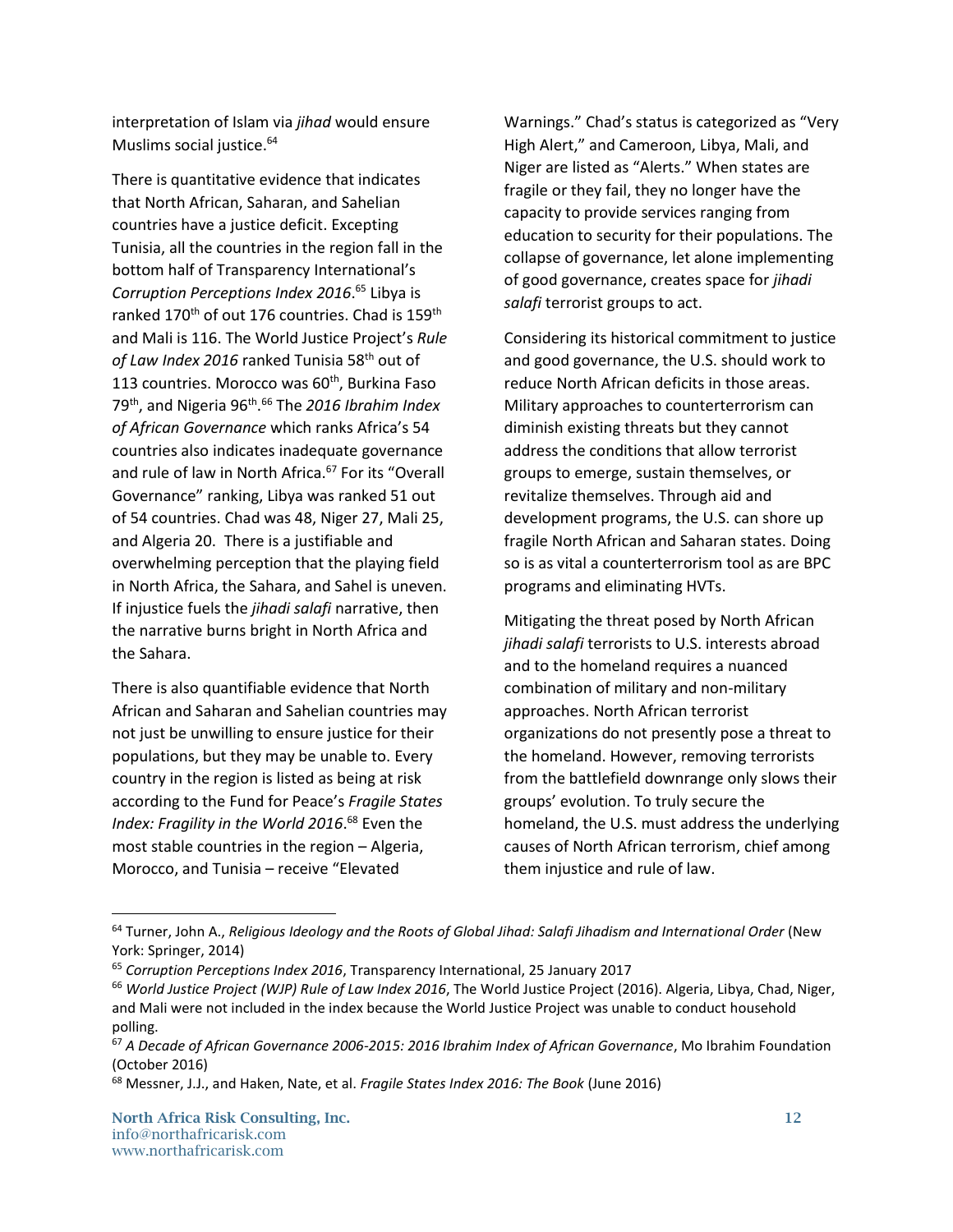interpretation of Islam via *jihad* would ensure Muslims social justice.[64]

There is quantitative evidence that indicates that North African, Saharan, and Sahelian countries have a justice deficit. Excepting Tunisia, all the countries in the region fall in the bottom half of Transparency International's *Corruption Perceptions Index 2016*.[65] Libya is ranked 170th of out 176 countries. Chad is 159th and Mali is 116. The World Justice Project's *Rule of Law Index 2016* ranked Tunisia 58th out of 113 countries. Morocco was 60th, Burkina Faso 79th, and Nigeria 96th.[66] The *2016 Ibrahim Index of African Governance* which ranks Africa's 54 countries also indicates inadequate governance and rule of law in North Africa.[67] For its "Overall Governance" ranking, Libya was ranked 51 out of 54 countries. Chad was 48, Niger 27, Mali 25, and Algeria 20. There is a justifiable and overwhelming perception that the playing field in North Africa, the Sahara, and Sahel is uneven. If injustice fuels the *jihadi salafi* narrative, then the narrative burns bright in North Africa and the Sahara.

There is also quantifiable evidence that North African and Saharan and Sahelian countries may not just be unwilling to ensure justice for their populations, but they may be unable to. Every country in the region is listed as being at risk according to the Fund for Peace's *Fragile States Index: Fragility in the World 2016*.[68] Even the most stable countries in the region – Algeria, Morocco, and Tunisia – receive "Elevated Warnings." Chad's status is categorized as "Very High Alert," and Cameroon, Libya, Mali, and Niger are listed as "Alerts." When states are fragile or they fail, they no longer have the capacity to provide services ranging from education to security for their populations. The collapse of governance, let alone implementing of good governance, creates space for *jihadi salafi* terrorist groups to act.

Considering its historical commitment to justice and good governance, the U.S. should work to reduce North African deficits in those areas. Military approaches to counterterrorism can diminish existing threats but they cannot address the conditions that allow terrorist groups to emerge, sustain themselves, or revitalize themselves. Through aid and development programs, the U.S. can shore up fragile North African and Saharan states. Doing so is as vital a counterterrorism tool as are BPC programs and eliminating HVTs.

Mitigating the threat posed by North African *jihadi salafi* terrorists to U.S. interests abroad and to the homeland requires a nuanced combination of military and non-military approaches. North African terrorist organizations do not presently pose a threat to the homeland. However, removing terrorists from the battlefield downrange only slows their groups' evolution. To truly secure the homeland, the U.S. must address the underlying causes of North African terrorism, chief among them injustice and rule of law.

---

[64] Turner, John A., *Religious Ideology and the Roots of Global Jihad: Salafi Jihadism and International Order* (New York: Springer, 2014)

[65] *Corruption Perceptions Index 2016*, Transparency International, 25 January 2017

[66] *World Justice Project (WJP) Rule of Law Index 2016*, The World Justice Project (2016). Algeria, Libya, Chad, Niger, and Mali were not included in the index because the World Justice Project was unable to conduct household polling.

[67] *A Decade of African Governance 2006-2015: 2016 Ibrahim Index of African Governance*, Mo Ibrahim Foundation (October 2016)

[68] Messner, J.J., and Haken, Nate, et al. *Fragile States Index 2016: The Book* (June 2016)